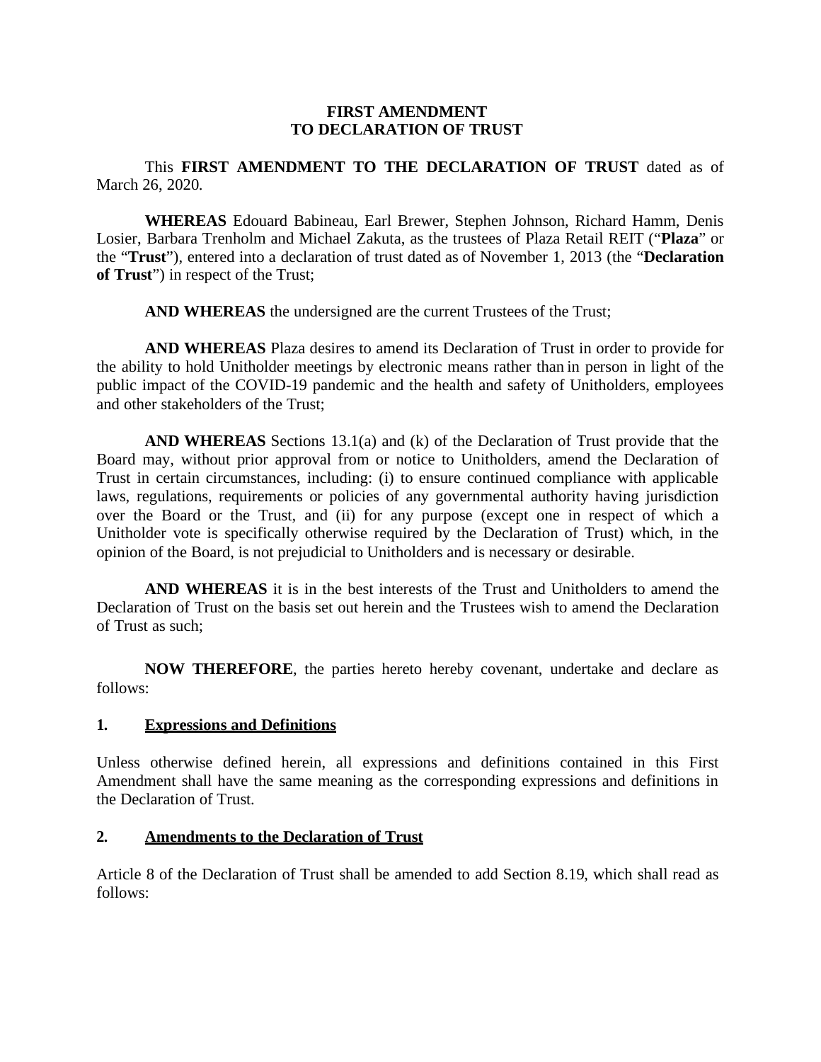**FIRST AMENDMENT**
**TO DECLARATION OF TRUST**

This **FIRST AMENDMENT TO THE DECLARATION OF TRUST** dated as of March 26, 2020.

**WHEREAS** Edouard Babineau, Earl Brewer, Stephen Johnson, Richard Hamm, Denis Losier, Barbara Trenholm and Michael Zakuta, as the trustees of Plaza Retail REIT ("**Plaza**" or the "**Trust**"), entered into a declaration of trust dated as of November 1, 2013 (the "**Declaration of Trust**") in respect of the Trust;

**AND WHEREAS** the undersigned are the current Trustees of the Trust;

**AND WHEREAS** Plaza desires to amend its Declaration of Trust in order to provide for the ability to hold Unitholder meetings by electronic means rather than in person in light of the public impact of the COVID-19 pandemic and the health and safety of Unitholders, employees and other stakeholders of the Trust;

**AND WHEREAS** Sections 13.1(a) and (k) of the Declaration of Trust provide that the Board may, without prior approval from or notice to Unitholders, amend the Declaration of Trust in certain circumstances, including: (i) to ensure continued compliance with applicable laws, regulations, requirements or policies of any governmental authority having jurisdiction over the Board or the Trust, and (ii) for any purpose (except one in respect of which a Unitholder vote is specifically otherwise required by the Declaration of Trust) which, in the opinion of the Board, is not prejudicial to Unitholders and is necessary or desirable.

**AND WHEREAS** it is in the best interests of the Trust and Unitholders to amend the Declaration of Trust on the basis set out herein and the Trustees wish to amend the Declaration of Trust as such;

**NOW THEREFORE**, the parties hereto hereby covenant, undertake and declare as follows:

## 1. Expressions and Definitions

Unless otherwise defined herein, all expressions and definitions contained in this First Amendment shall have the same meaning as the corresponding expressions and definitions in the Declaration of Trust.

## 2. Amendments to the Declaration of Trust

Article 8 of the Declaration of Trust shall be amended to add Section 8.19, which shall read as follows: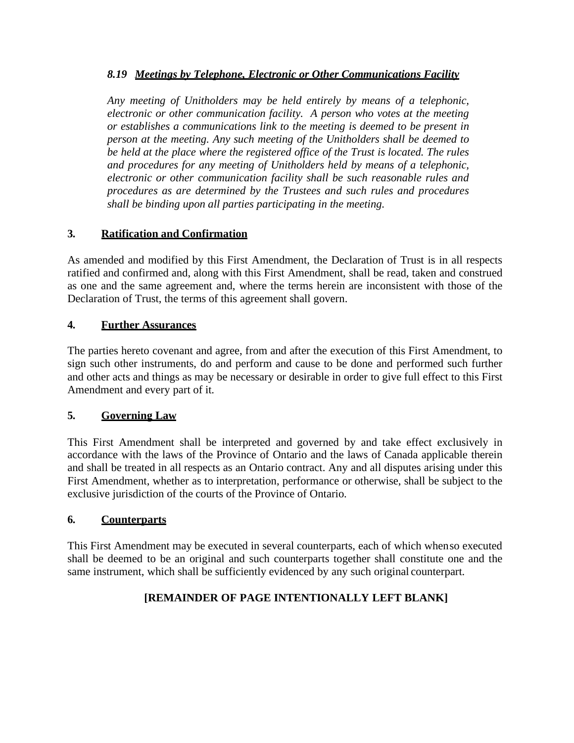### *8.19 Meetings by Telephone, Electronic or Other Communications Facility*

*Any meeting of Unitholders may be held entirely by means of a telephonic, electronic or other communication facility. A person who votes at the meeting or establishes a communications link to the meeting is deemed to be present in person at the meeting. Any such meeting of the Unitholders shall be deemed to be held at the place where the registered office of the Trust is located. The rules and procedures for any meeting of Unitholders held by means of a telephonic, electronic or other communication facility shall be such reasonable rules and procedures as are determined by the Trustees and such rules and procedures shall be binding upon all parties participating in the meeting.*

## 3. Ratification and Confirmation

As amended and modified by this First Amendment, the Declaration of Trust is in all respects ratified and confirmed and, along with this First Amendment, shall be read, taken and construed as one and the same agreement and, where the terms herein are inconsistent with those of the Declaration of Trust, the terms of this agreement shall govern.

## 4. Further Assurances

The parties hereto covenant and agree, from and after the execution of this First Amendment, to sign such other instruments, do and perform and cause to be done and performed such further and other acts and things as may be necessary or desirable in order to give full effect to this First Amendment and every part of it.

## 5. Governing Law

This First Amendment shall be interpreted and governed by and take effect exclusively in accordance with the laws of the Province of Ontario and the laws of Canada applicable therein and shall be treated in all respects as an Ontario contract. Any and all disputes arising under this First Amendment, whether as to interpretation, performance or otherwise, shall be subject to the exclusive jurisdiction of the courts of the Province of Ontario.

## 6. Counterparts

This First Amendment may be executed in several counterparts, each of which when so executed shall be deemed to be an original and such counterparts together shall constitute one and the same instrument, which shall be sufficiently evidenced by any such original counterpart.

**[REMAINDER OF PAGE INTENTIONALLY LEFT BLANK]**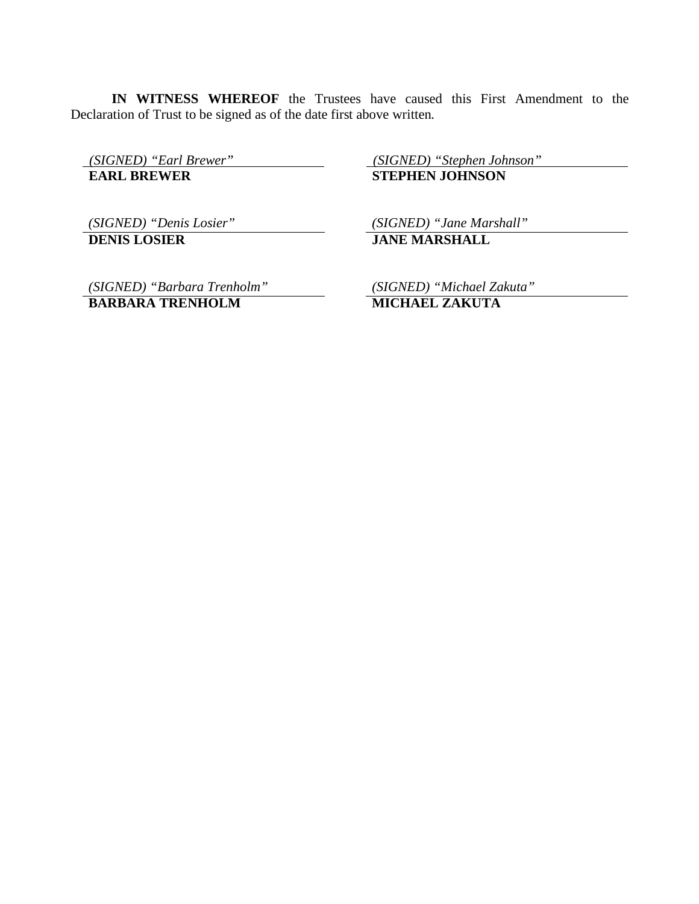**IN WITNESS WHEREOF** the Trustees have caused this First Amendment to the Declaration of Trust to be signed as of the date first above written.

| | |
|---|---|
| *(SIGNED) "Earl Brewer"* | *(SIGNED) "Stephen Johnson"* |
| **EARL BREWER** | **STEPHEN JOHNSON** |
| *(SIGNED) "Denis Losier"* | *(SIGNED) "Jane Marshall"* |
| **DENIS LOSIER** | **JANE MARSHALL** |
| *(SIGNED) "Barbara Trenholm"* | *(SIGNED) "Michael Zakuta"* |
| **BARBARA TRENHOLM** | **MICHAEL ZAKUTA** |